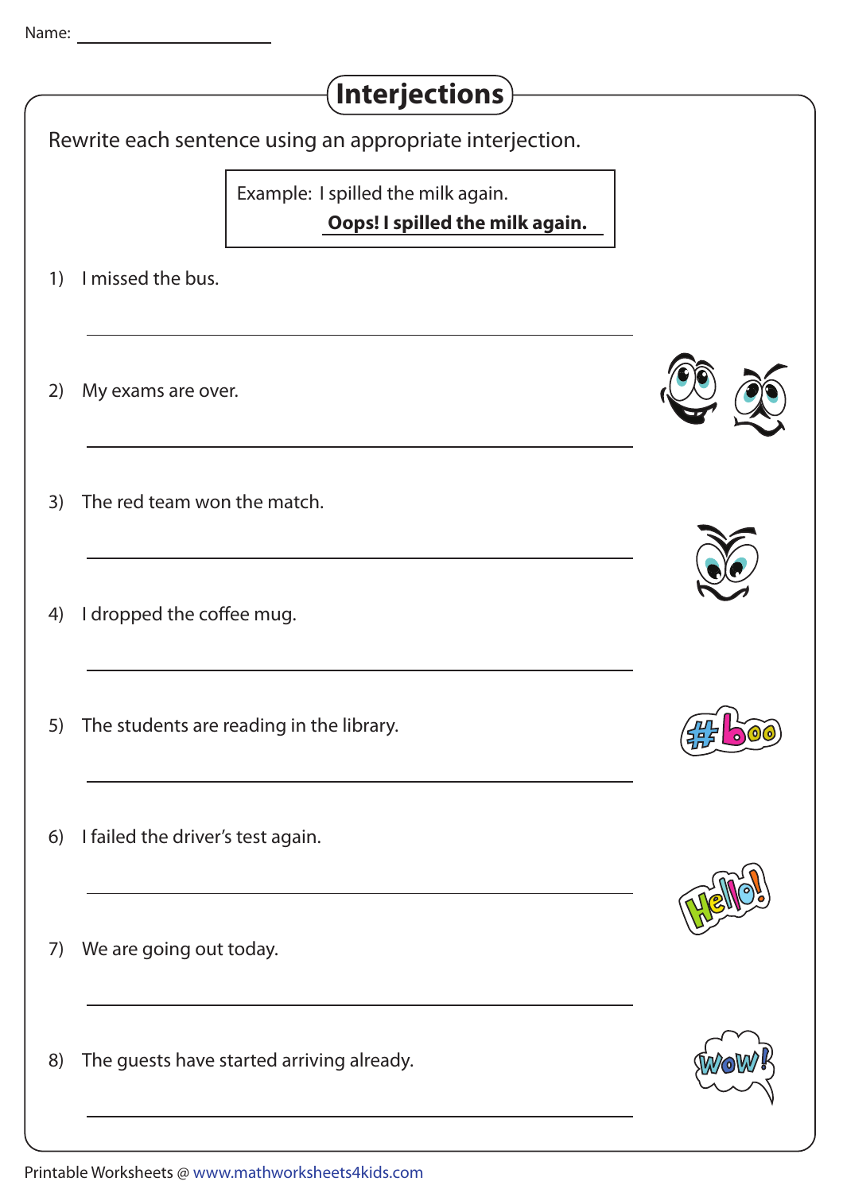Name: ____________________

# Interjections

Rewrite each sentence using an appropriate interjection.

> Example: I spilled the milk again.
> **Oops! I spilled the milk again.**

1) I missed the bus.

_______________________________________________

2) My exams are over.

_______________________________________________

3) The red team won the match.

_______________________________________________

4) I dropped the coffee mug.

_______________________________________________

5) The students are reading in the library.

_______________________________________________

6) I failed the driver's test again.

_______________________________________________

7) We are going out today.

_______________________________________________

8) The guests have started arriving already.

_______________________________________________

Printable Worksheets @ www.mathworksheets4kids.com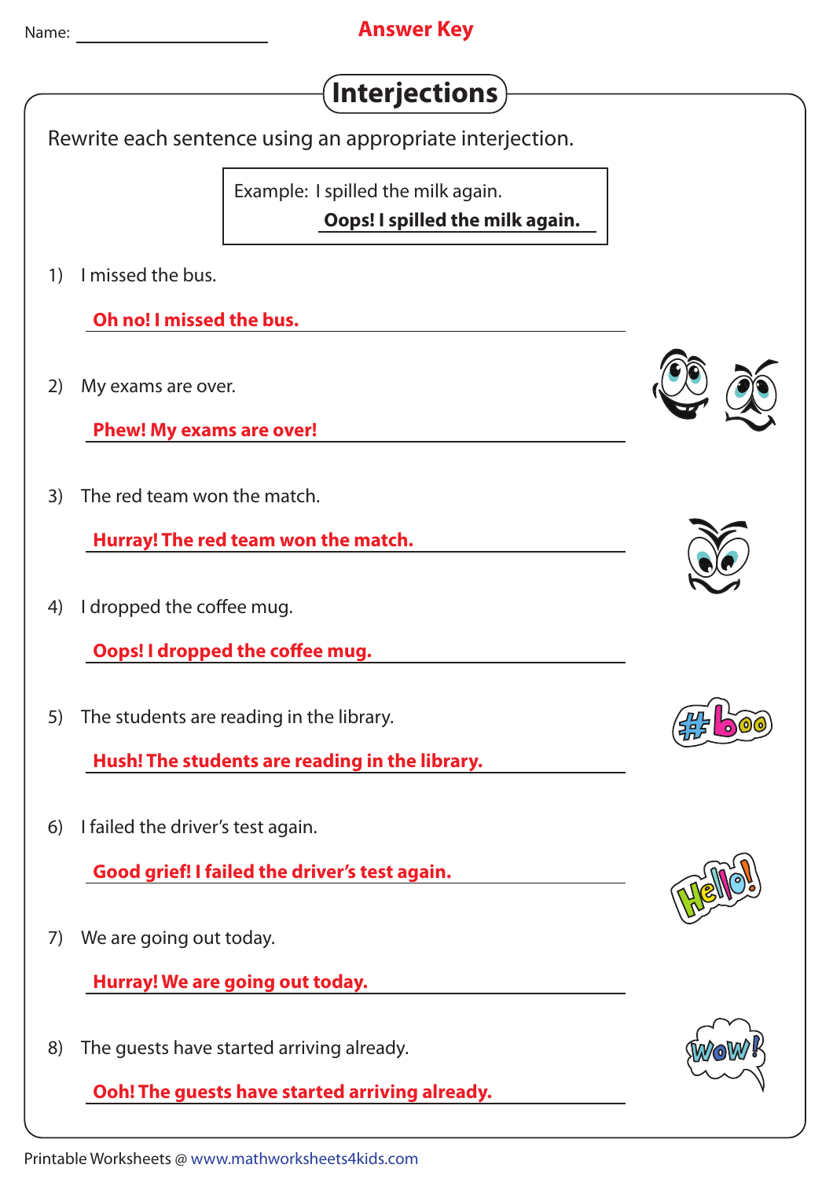Name: ____________________

**Answer Key**

# Interjections

Rewrite each sentence using an appropriate interjection.

Example: I spilled the milk again.
**Oops! I spilled the milk again.**

1) I missed the bus.

   **Oh no! I missed the bus.**

2) My exams are over.

   **Phew! My exams are over!**

3) The red team won the match.

   **Hurray! The red team won the match.**

4) I dropped the coffee mug.

   **Oops! I dropped the coffee mug.**

5) The students are reading in the library.

   **Hush! The students are reading in the library.**

6) I failed the driver's test again.

   **Good grief! I failed the driver's test again.**

7) We are going out today.

   **Hurray! We are going out today.**

8) The guests have started arriving already.

   **Ooh! The guests have started arriving already.**

Printable Worksheets @ www.mathworksheets4kids.com